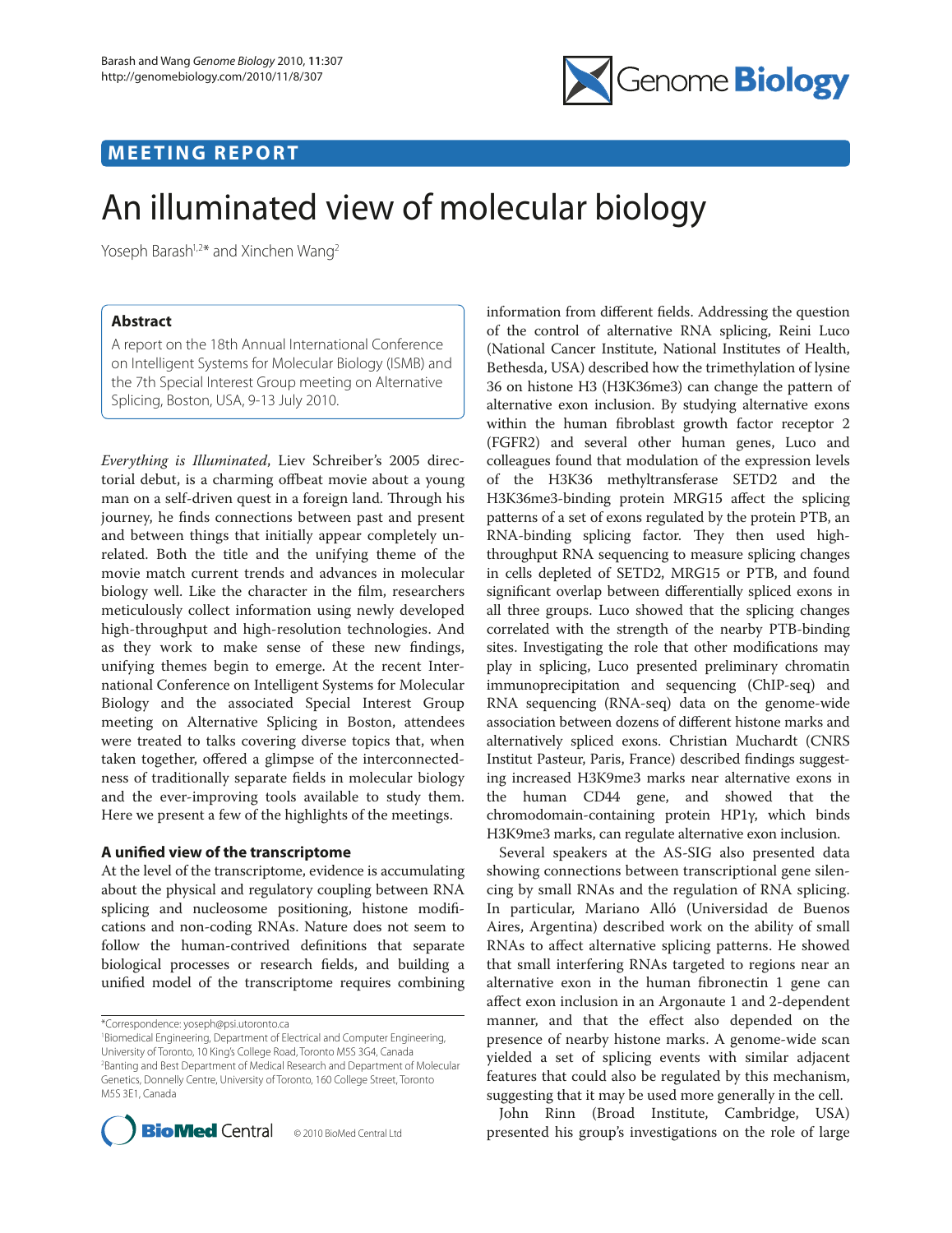MEETING REPORT

# An illuminated view of molecular biology

Yoseph Barash[1,2]* and Xinchen Wang[2]

## Abstract

A report on the 18th Annual International Conference on Intelligent Systems for Molecular Biology (ISMB) and the 7th Special Interest Group meeting on Alternative Splicing, Boston, USA, 9-13 July 2010.

*Everything is Illuminated*, Liev Schreiber's 2005 directorial debut, is a charming offbeat movie about a young man on a self-driven quest in a foreign land. Through his journey, he finds connections between past and present and between things that initially appear completely unrelated. Both the title and the unifying theme of the movie match current trends and advances in molecular biology well. Like the character in the film, researchers meticulously collect information using newly developed high-throughput and high-resolution technologies. And as they work to make sense of these new findings, unifying themes begin to emerge. At the recent International Conference on Intelligent Systems for Molecular Biology and the associated Special Interest Group meeting on Alternative Splicing in Boston, attendees were treated to talks covering diverse topics that, when taken together, offered a glimpse of the interconnectedness of traditionally separate fields in molecular biology and the ever-improving tools available to study them. Here we present a few of the highlights of the meetings.

### A unified view of the transcriptome

At the level of the transcriptome, evidence is accumulating about the physical and regulatory coupling between RNA splicing and nucleosome positioning, histone modifications and non-coding RNAs. Nature does not seem to follow the human-contrived definitions that separate biological processes or research fields, and building a unified model of the transcriptome requires combining information from different fields. Addressing the question of the control of alternative RNA splicing, Reini Luco (National Cancer Institute, National Institutes of Health, Bethesda, USA) described how the trimethylation of lysine 36 on histone H3 (H3K36me3) can change the pattern of alternative exon inclusion. By studying alternative exons within the human fibroblast growth factor receptor 2 (FGFR2) and several other human genes, Luco and colleagues found that modulation of the expression levels of the H3K36 methyltransferase SETD2 and the H3K36me3-binding protein MRG15 affect the splicing patterns of a set of exons regulated by the protein PTB, an RNA-binding splicing factor. They then used high-throughput RNA sequencing to measure splicing changes in cells depleted of SETD2, MRG15 or PTB, and found significant overlap between differentially spliced exons in all three groups. Luco showed that the splicing changes correlated with the strength of the nearby PTB-binding sites. Investigating the role that other modifications may play in splicing, Luco presented preliminary chromatin immunoprecipitation and sequencing (ChIP-seq) and RNA sequencing (RNA-seq) data on the genome-wide association between dozens of different histone marks and alternatively spliced exons. Christian Muchardt (CNRS Institut Pasteur, Paris, France) described findings suggesting increased H3K9me3 marks near alternative exons in the human CD44 gene, and showed that the chromodomain-containing protein HP1γ, which binds H3K9me3 marks, can regulate alternative exon inclusion.

Several speakers at the AS-SIG also presented data showing connections between transcriptional gene silencing by small RNAs and the regulation of RNA splicing. In particular, Mariano Alló (Universidad de Buenos Aires, Argentina) described work on the ability of small RNAs to affect alternative splicing patterns. He showed that small interfering RNAs targeted to regions near an alternative exon in the human fibronectin 1 gene can affect exon inclusion in an Argonaute 1 and 2-dependent manner, and that the effect also depended on the presence of nearby histone marks. A genome-wide scan yielded a set of splicing events with similar adjacent features that could also be regulated by this mechanism, suggesting that it may be used more generally in the cell.

John Rinn (Broad Institute, Cambridge, USA) presented his group's investigations on the role of large

*Correspondence: yoseph@psi.utoronto.ca

[1]Biomedical Engineering, Department of Electrical and Computer Engineering, University of Toronto, 10 King's College Road, Toronto M5S 3G4, Canada

[2]Banting and Best Department of Medical Research and Department of Molecular Genetics, Donnelly Centre, University of Toronto, 160 College Street, Toronto M5S 3E1, Canada

© 2010 BioMed Central Ltd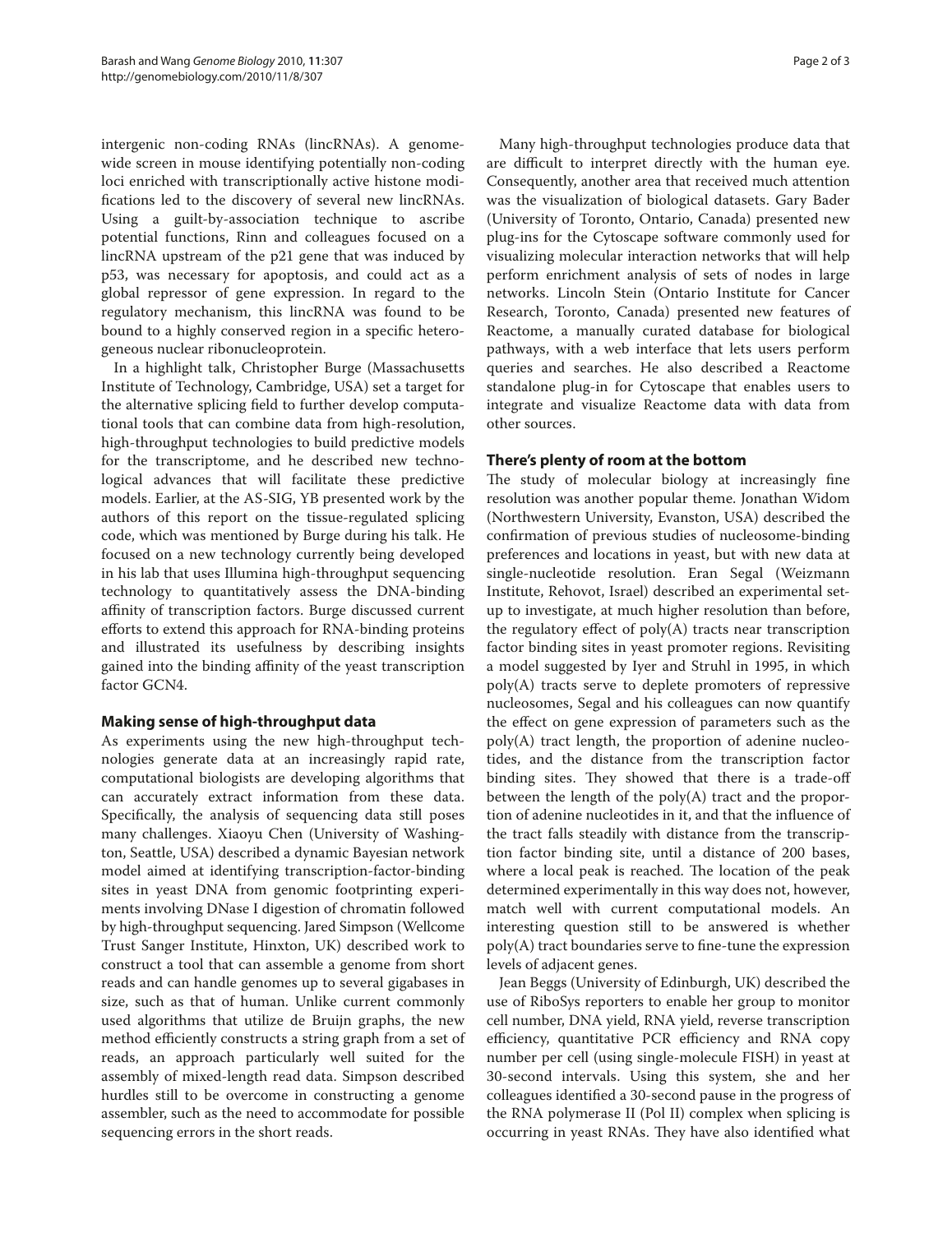intergenic non-coding RNAs (lincRNAs). A genome-wide screen in mouse identifying potentially non-coding loci enriched with transcriptionally active histone modifications led to the discovery of several new lincRNAs. Using a guilt-by-association technique to ascribe potential functions, Rinn and colleagues focused on a lincRNA upstream of the p21 gene that was induced by p53, was necessary for apoptosis, and could act as a global repressor of gene expression. In regard to the regulatory mechanism, this lincRNA was found to be bound to a highly conserved region in a specific heterogeneous nuclear ribonucleoprotein.

In a highlight talk, Christopher Burge (Massachusetts Institute of Technology, Cambridge, USA) set a target for the alternative splicing field to further develop computational tools that can combine data from high-resolution, high-throughput technologies to build predictive models for the transcriptome, and he described new technological advances that will facilitate these predictive models. Earlier, at the AS-SIG, YB presented work by the authors of this report on the tissue-regulated splicing code, which was mentioned by Burge during his talk. He focused on a new technology currently being developed in his lab that uses Illumina high-throughput sequencing technology to quantitatively assess the DNA-binding affinity of transcription factors. Burge discussed current efforts to extend this approach for RNA-binding proteins and illustrated its usefulness by describing insights gained into the binding affinity of the yeast transcription factor GCN4.

## Making sense of high-throughput data

As experiments using the new high-throughput technologies generate data at an increasingly rapid rate, computational biologists are developing algorithms that can accurately extract information from these data. Specifically, the analysis of sequencing data still poses many challenges. Xiaoyu Chen (University of Washington, Seattle, USA) described a dynamic Bayesian network model aimed at identifying transcription-factor-binding sites in yeast DNA from genomic footprinting experiments involving DNase I digestion of chromatin followed by high-throughput sequencing. Jared Simpson (Wellcome Trust Sanger Institute, Hinxton, UK) described work to construct a tool that can assemble a genome from short reads and can handle genomes up to several gigabases in size, such as that of human. Unlike current commonly used algorithms that utilize de Bruijn graphs, the new method efficiently constructs a string graph from a set of reads, an approach particularly well suited for the assembly of mixed-length read data. Simpson described hurdles still to be overcome in constructing a genome assembler, such as the need to accommodate for possible sequencing errors in the short reads.

Many high-throughput technologies produce data that are difficult to interpret directly with the human eye. Consequently, another area that received much attention was the visualization of biological datasets. Gary Bader (University of Toronto, Ontario, Canada) presented new plug-ins for the Cytoscape software commonly used for visualizing molecular interaction networks that will help perform enrichment analysis of sets of nodes in large networks. Lincoln Stein (Ontario Institute for Cancer Research, Toronto, Canada) presented new features of Reactome, a manually curated database for biological pathways, with a web interface that lets users perform queries and searches. He also described a Reactome standalone plug-in for Cytoscape that enables users to integrate and visualize Reactome data with data from other sources.

## There's plenty of room at the bottom

The study of molecular biology at increasingly fine resolution was another popular theme. Jonathan Widom (Northwestern University, Evanston, USA) described the confirmation of previous studies of nucleosome-binding preferences and locations in yeast, but with new data at single-nucleotide resolution. Eran Segal (Weizmann Institute, Rehovot, Israel) described an experimental set-up to investigate, at much higher resolution than before, the regulatory effect of poly(A) tracts near transcription factor binding sites in yeast promoter regions. Revisiting a model suggested by Iyer and Struhl in 1995, in which poly(A) tracts serve to deplete promoters of repressive nucleosomes, Segal and his colleagues can now quantify the effect on gene expression of parameters such as the poly(A) tract length, the proportion of adenine nucleotides, and the distance from the transcription factor binding sites. They showed that there is a trade-off between the length of the poly(A) tract and the proportion of adenine nucleotides in it, and that the influence of the tract falls steadily with distance from the transcription factor binding site, until a distance of 200 bases, where a local peak is reached. The location of the peak determined experimentally in this way does not, however, match well with current computational models. An interesting question still to be answered is whether poly(A) tract boundaries serve to fine-tune the expression levels of adjacent genes.

Jean Beggs (University of Edinburgh, UK) described the use of RiboSys reporters to enable her group to monitor cell number, DNA yield, RNA yield, reverse transcription efficiency, quantitative PCR efficiency and RNA copy number per cell (using single-molecule FISH) in yeast at 30-second intervals. Using this system, she and her colleagues identified a 30-second pause in the progress of the RNA polymerase II (Pol II) complex when splicing is occurring in yeast RNAs. They have also identified what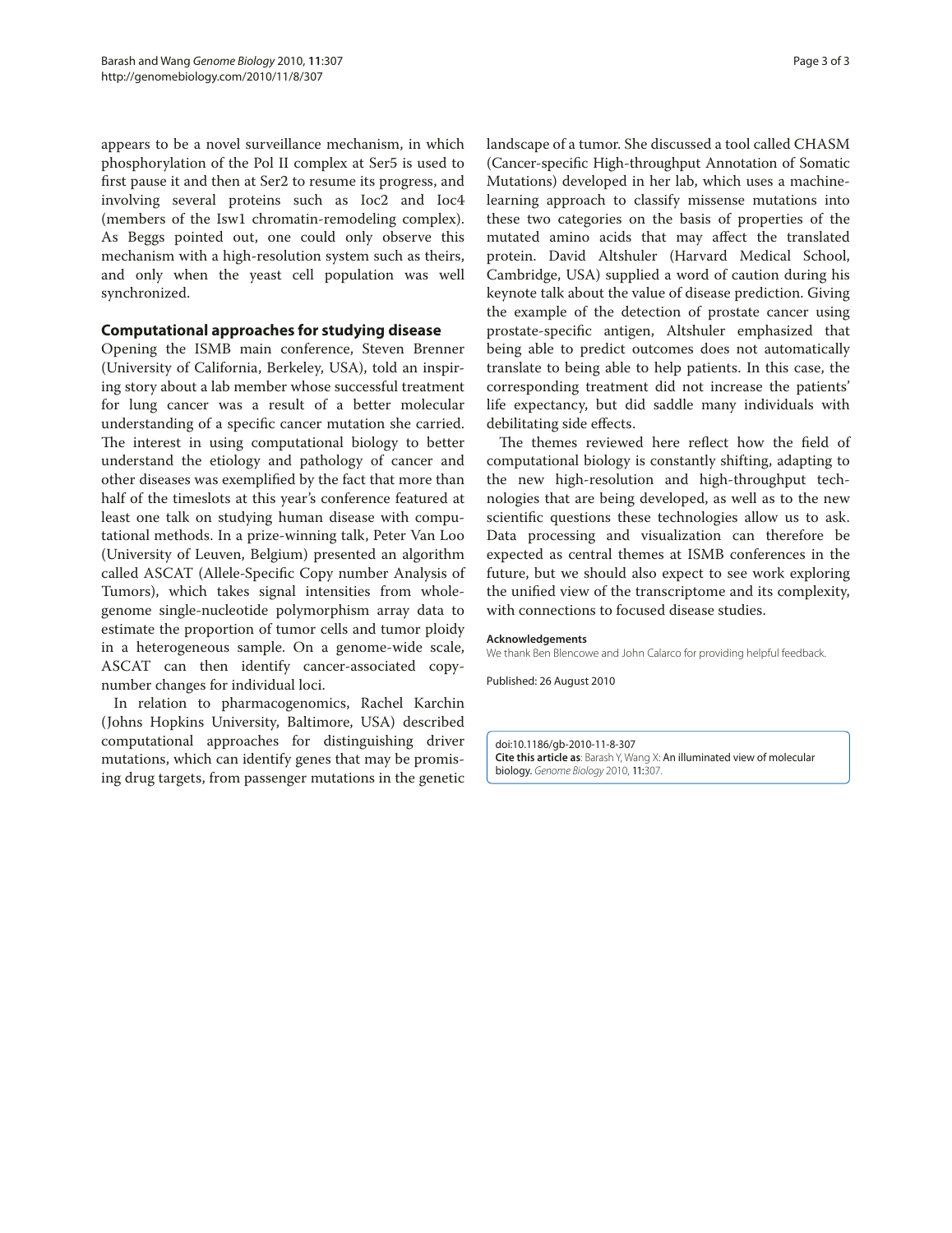appears to be a novel surveillance mechanism, in which phosphorylation of the Pol II complex at Ser5 is used to first pause it and then at Ser2 to resume its progress, and involving several proteins such as Ioc2 and Ioc4 (members of the Isw1 chromatin-remodeling complex). As Beggs pointed out, one could only observe this mechanism with a high-resolution system such as theirs, and only when the yeast cell population was well synchronized.

## Computational approaches for studying disease

Opening the ISMB main conference, Steven Brenner (University of California, Berkeley, USA), told an inspiring story about a lab member whose successful treatment for lung cancer was a result of a better molecular understanding of a specific cancer mutation she carried. The interest in using computational biology to better understand the etiology and pathology of cancer and other diseases was exemplified by the fact that more than half of the timeslots at this year's conference featured at least one talk on studying human disease with computational methods. In a prize-winning talk, Peter Van Loo (University of Leuven, Belgium) presented an algorithm called ASCAT (Allele-Specific Copy number Analysis of Tumors), which takes signal intensities from whole-genome single-nucleotide polymorphism array data to estimate the proportion of tumor cells and tumor ploidy in a heterogeneous sample. On a genome-wide scale, ASCAT can then identify cancer-associated copy-number changes for individual loci.

In relation to pharmacogenomics, Rachel Karchin (Johns Hopkins University, Baltimore, USA) described computational approaches for distinguishing driver mutations, which can identify genes that may be promising drug targets, from passenger mutations in the genetic landscape of a tumor. She discussed a tool called CHASM (Cancer-specific High-throughput Annotation of Somatic Mutations) developed in her lab, which uses a machine-learning approach to classify missense mutations into these two categories on the basis of properties of the mutated amino acids that may affect the translated protein. David Altshuler (Harvard Medical School, Cambridge, USA) supplied a word of caution during his keynote talk about the value of disease prediction. Giving the example of the detection of prostate cancer using prostate-specific antigen, Altshuler emphasized that being able to predict outcomes does not automatically translate to being able to help patients. In this case, the corresponding treatment did not increase the patients' life expectancy, but did saddle many individuals with debilitating side effects.

The themes reviewed here reflect how the field of computational biology is constantly shifting, adapting to the new high-resolution and high-throughput technologies that are being developed, as well as to the new scientific questions these technologies allow us to ask. Data processing and visualization can therefore be expected as central themes at ISMB conferences in the future, but we should also expect to see work exploring the unified view of the transcriptome and its complexity, with connections to focused disease studies.

#### Acknowledgements

We thank Ben Blencowe and John Calarco for providing helpful feedback.

Published: 26 August 2010

doi:10.1186/gb-2010-11-8-307
**Cite this article as**: Barash Y, Wang X: An illuminated view of molecular biology. *Genome Biology* 2010, **11**:307.